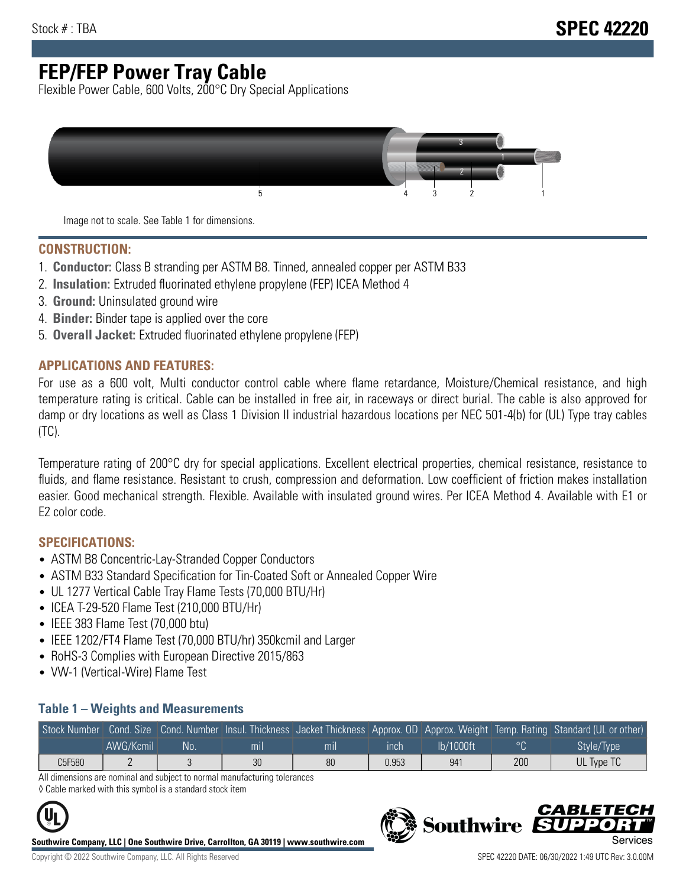Stock # : TBA

# SPEC 42220

# FEP/FEP Power Tray Cable

Flexible Power Cable, 600 Volts, 200°C Dry Special Applications

Image not to scale. See Table 1 for dimensions.

## CONSTRUCTION:

1. **Conductor:** Class B stranding per ASTM B8. Tinned, annealed copper per ASTM B33
2. **Insulation:** Extruded fluorinated ethylene propylene (FEP) ICEA Method 4
3. **Ground:** Uninsulated ground wire
4. **Binder:** Binder tape is applied over the core
5. **Overall Jacket:** Extruded fluorinated ethylene propylene (FEP)

## APPLICATIONS AND FEATURES:

For use as a 600 volt, Multi conductor control cable where flame retardance, Moisture/Chemical resistance, and high temperature rating is critical. Cable can be installed in free air, in raceways or direct burial. The cable is also approved for damp or dry locations as well as Class 1 Division II industrial hazardous locations per NEC 501-4(b) for (UL) Type tray cables (TC).

Temperature rating of 200°C dry for special applications. Excellent electrical properties, chemical resistance, resistance to fluids, and flame resistance. Resistant to crush, compression and deformation. Low coefficient of friction makes installation easier. Good mechanical strength. Flexible. Available with insulated ground wires. Per ICEA Method 4. Available with E1 or E2 color code.

## SPECIFICATIONS:

- ASTM B8 Concentric-Lay-Stranded Copper Conductors
- ASTM B33 Standard Specification for Tin-Coated Soft or Annealed Copper Wire
- UL 1277 Vertical Cable Tray Flame Tests (70,000 BTU/Hr)
- ICEA T-29-520 Flame Test (210,000 BTU/Hr)
- IEEE 383 Flame Test (70,000 btu)
- IEEE 1202/FT4 Flame Test (70,000 BTU/hr) 350kcmil and Larger
- RoHS-3 Complies with European Directive 2015/863
- VW-1 (Vertical-Wire) Flame Test

### Table 1 – Weights and Measurements

| Stock Number | Cond. Size | Cond. Number | Insul. Thickness | Jacket Thickness | Approx. OD | Approx. Weight | Temp. Rating | Standard (UL or other) |
|---|---|---|---|---|---|---|---|---|
| | AWG/Kcmil | No. | mil | mil | inch | lb/1000ft | °C | Style/Type |
| C5F580 | 2 | 3 | 30 | 80 | 0.953 | 941 | 200 | UL Type TC |

All dimensions are nominal and subject to normal manufacturing tolerances

◊ Cable marked with this symbol is a standard stock item

**Southwire Company, LLC | One Southwire Drive, Carrollton, GA 30119 | www.southwire.com**

Copyright © 2022 Southwire Company, LLC. All Rights Reserved

SPEC 42220 DATE: 06/30/2022 1:49 UTC Rev: 3.0.00M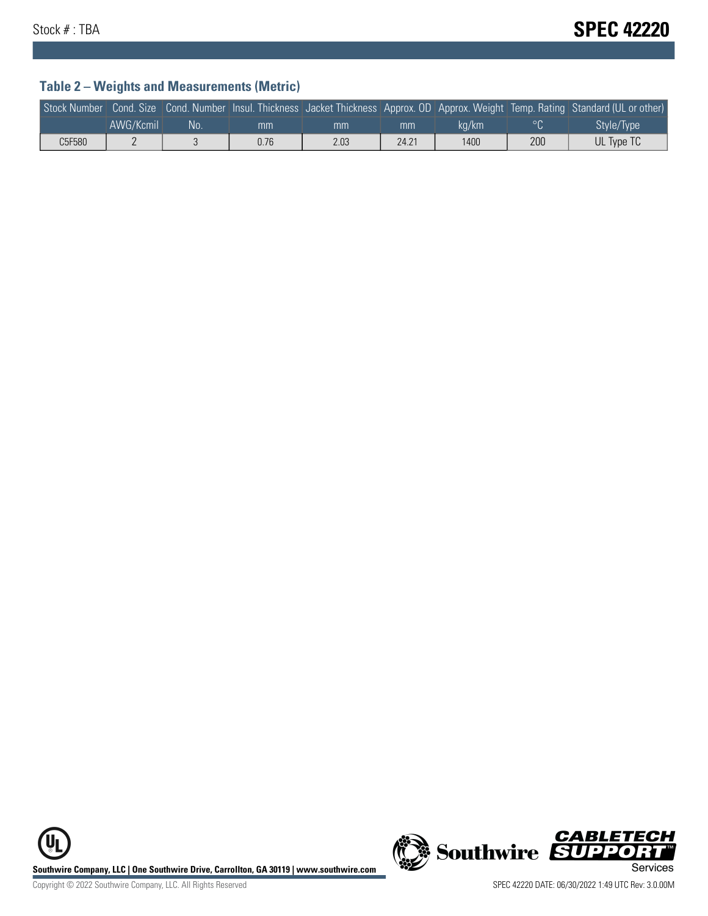### Table 2 – Weights and Measurements (Metric)

| Stock Number | Cond. Size | Cond. Number | Insul. Thickness | Jacket Thickness | Approx. OD | Approx. Weight | Temp. Rating | Standard (UL or other) |
|---|---|---|---|---|---|---|---|---|
| | AWG/Kcmil | No. | mm | mm | mm | kg/km | °C | Style/Type |
| C5F580 | 2 | 3 | 0.76 | 2.03 | 24.21 | 1400 | 200 | UL Type TC |

**Southwire Company, LLC | One Southwire Drive, Carrollton, GA 30119 | www.southwire.com**

Copyright © 2022 Southwire Company, LLC. All Rights Reserved

SPEC 42220 DATE: 06/30/2022 1:49 UTC Rev: 3.0.00M